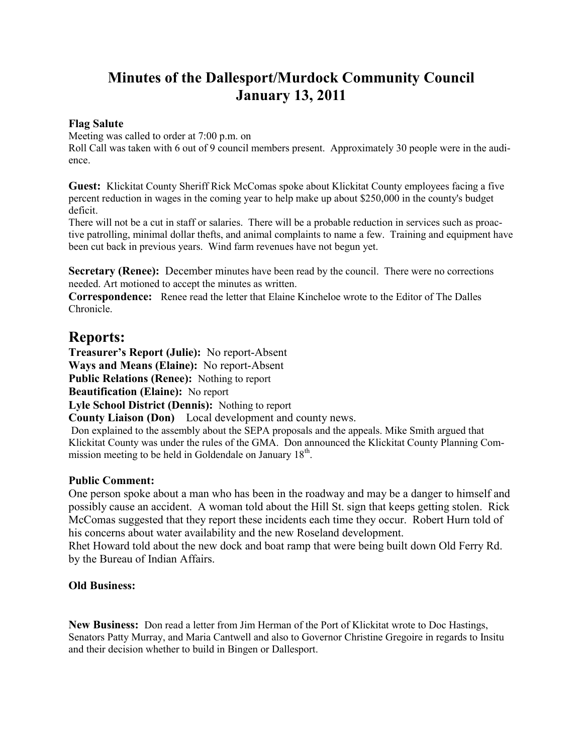# Minutes of the Dallesport/Murdock Community Council
# January 13, 2011

**Flag Salute**

Meeting was called to order at 7:00 p.m. on

Roll Call was taken with 6 out of 9 council members present. Approximately 30 people were in the audience.

**Guest:** Klickitat County Sheriff Rick McComas spoke about Klickitat County employees facing a five percent reduction in wages in the coming year to help make up about $250,000 in the county's budget deficit.

There will not be a cut in staff or salaries. There will be a probable reduction in services such as proactive patrolling, minimal dollar thefts, and animal complaints to name a few. Training and equipment have been cut back in previous years. Wind farm revenues have not begun yet.

**Secretary (Renee):** December minutes have been read by the council. There were no corrections needed. Art motioned to accept the minutes as written.

**Correspondence:** Renee read the letter that Elaine Kincheloe wrote to the Editor of The Dalles Chronicle.

## Reports:

**Treasurer's Report (Julie):** No report-Absent

**Ways and Means (Elaine):** No report-Absent

**Public Relations (Renee):** Nothing to report

**Beautification (Elaine):** No report

**Lyle School District (Dennis):** Nothing to report

**County Liaison (Don)** Local development and county news.

Don explained to the assembly about the SEPA proposals and the appeals. Mike Smith argued that Klickitat County was under the rules of the GMA. Don announced the Klickitat County Planning Commission meeting to be held in Goldendale on January 18th.

**Public Comment:**

One person spoke about a man who has been in the roadway and may be a danger to himself and possibly cause an accident. A woman told about the Hill St. sign that keeps getting stolen. Rick McComas suggested that they report these incidents each time they occur. Robert Hurn told of his concerns about water availability and the new Roseland development.

Rhet Howard told about the new dock and boat ramp that were being built down Old Ferry Rd. by the Bureau of Indian Affairs.

**Old Business:**

**New Business:** Don read a letter from Jim Herman of the Port of Klickitat wrote to Doc Hastings, Senators Patty Murray, and Maria Cantwell and also to Governor Christine Gregoire in regards to Insitu and their decision whether to build in Bingen or Dallesport.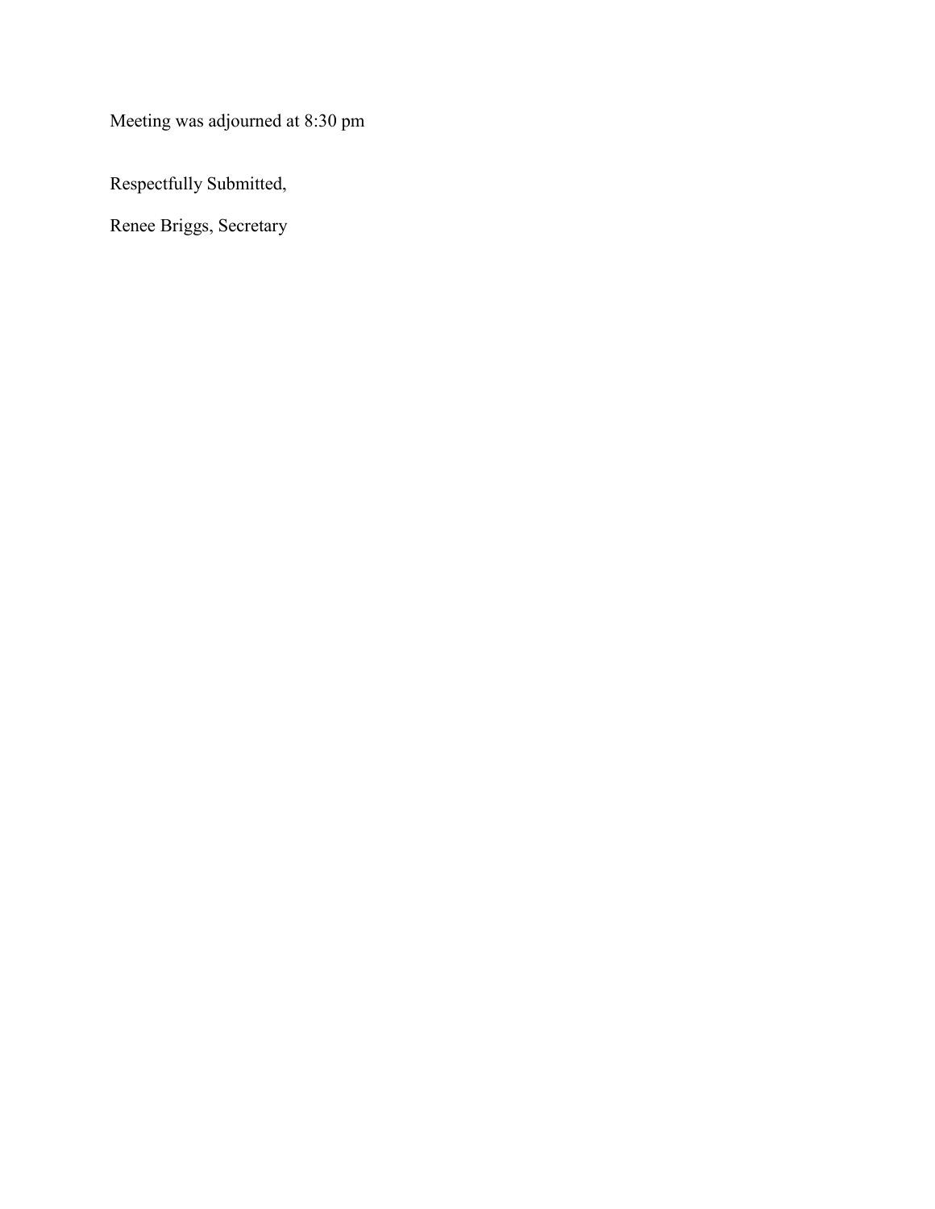Meeting was adjourned at 8:30 pm

Respectfully Submitted,

Renee Briggs, Secretary